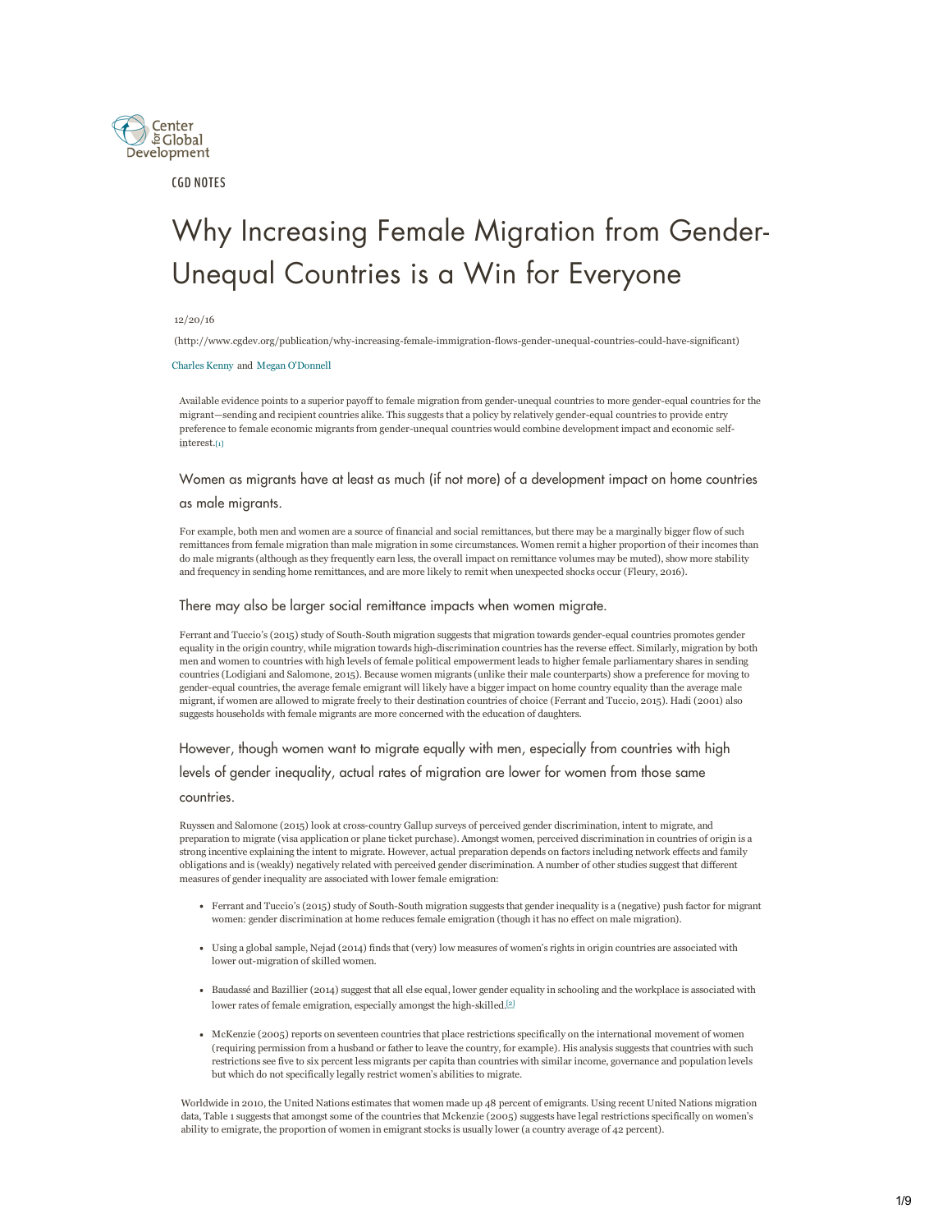Center for Global Development

CGD NOTES

# Why Increasing Female Migration from Gender-Unequal Countries is a Win for Everyone

12/20/16

(http://www.cgdev.org/publication/why-increasing-female-immigration-flows-gender-unequal-countries-could-have-significant)

Charles Kenny and Megan O'Donnell

Available evidence points to a superior payoff to female migration from gender-unequal countries to more gender-equal countries for the migrant—sending and recipient countries alike. This suggests that a policy by relatively gender-equal countries to provide entry preference to female economic migrants from gender-unequal countries would combine development impact and economic self-interest.[1]

### Women as migrants have at least as much (if not more) of a development impact on home countries as male migrants.

For example, both men and women are a source of financial and social remittances, but there may be a marginally bigger flow of such remittances from female migration than male migration in some circumstances. Women remit a higher proportion of their incomes than do male migrants (although as they frequently earn less, the overall impact on remittance volumes may be muted), show more stability and frequency in sending home remittances, and are more likely to remit when unexpected shocks occur (Fleury, 2016).

### There may also be larger social remittance impacts when women migrate.

Ferrant and Tuccio's (2015) study of South-South migration suggests that migration towards gender-equal countries promotes gender equality in the origin country, while migration towards high-discrimination countries has the reverse effect. Similarly, migration by both men and women to countries with high levels of female political empowerment leads to higher female parliamentary shares in sending countries (Lodigiani and Salomone, 2015). Because women migrants (unlike their male counterparts) show a preference for moving to gender-equal countries, the average female emigrant will likely have a bigger impact on home country equality than the average male migrant, if women are allowed to migrate freely to their destination countries of choice (Ferrant and Tuccio, 2015). Hadi (2001) also suggests households with female migrants are more concerned with the education of daughters.

### However, though women want to migrate equally with men, especially from countries with high levels of gender inequality, actual rates of migration are lower for women from those same countries.

Ruyssen and Salomone (2015) look at cross-country Gallup surveys of perceived gender discrimination, intent to migrate, and preparation to migrate (visa application or plane ticket purchase). Amongst women, perceived discrimination in countries of origin is a strong incentive explaining the intent to migrate. However, actual preparation depends on factors including network effects and family obligations and is (weakly) negatively related with perceived gender discrimination. A number of other studies suggest that different measures of gender inequality are associated with lower female emigration:

- Ferrant and Tuccio's (2015) study of South-South migration suggests that gender inequality is a (negative) push factor for migrant women: gender discrimination at home reduces female emigration (though it has no effect on male migration).
- Using a global sample, Nejad (2014) finds that (very) low measures of women's rights in origin countries are associated with lower out-migration of skilled women.
- Baudassé and Bazillier (2014) suggest that all else equal, lower gender equality in schooling and the workplace is associated with lower rates of female emigration, especially amongst the high-skilled.[2]
- McKenzie (2005) reports on seventeen countries that place restrictions specifically on the international movement of women (requiring permission from a husband or father to leave the country, for example). His analysis suggests that countries with such restrictions see five to six percent less migrants per capita than countries with similar income, governance and population levels but which do not specifically legally restrict women's abilities to migrate.

Worldwide in 2010, the United Nations estimates that women made up 48 percent of emigrants. Using recent United Nations migration data, Table 1 suggests that amongst some of the countries that Mckenzie (2005) suggests have legal restrictions specifically on women's ability to emigrate, the proportion of women in emigrant stocks is usually lower (a country average of 42 percent).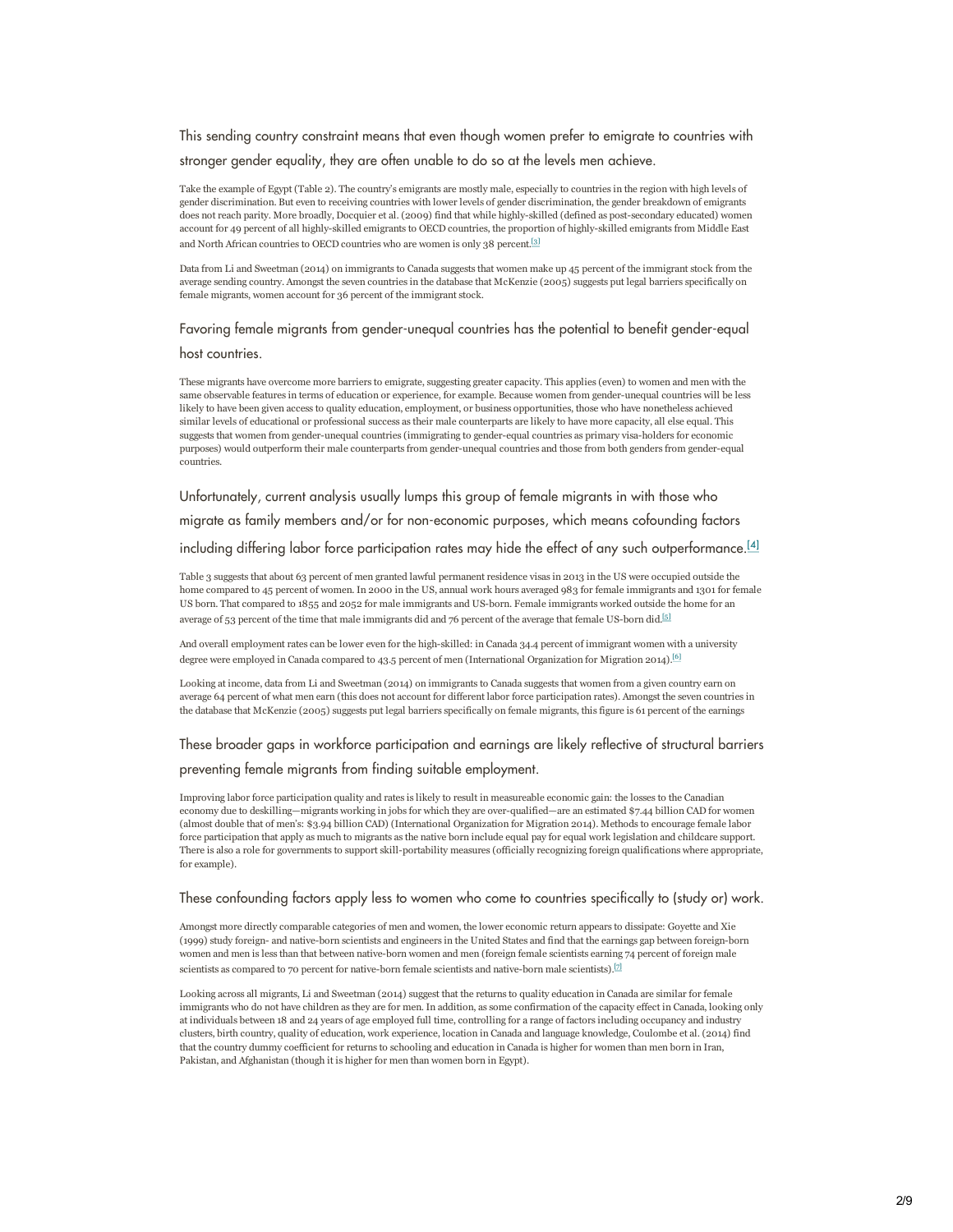## This sending country constraint means that even though women prefer to emigrate to countries with stronger gender equality, they are often unable to do so at the levels men achieve.

Take the example of Egypt (Table 2). The country's emigrants are mostly male, especially to countries in the region with high levels of gender discrimination. But even to receiving countries with lower levels of gender discrimination, the gender breakdown of emigrants does not reach parity. More broadly, Docquier et al. (2009) find that while highly-skilled (defined as post-secondary educated) women account for 49 percent of all highly-skilled emigrants to OECD countries, the proportion of highly-skilled emigrants from Middle East and North African countries to OECD countries who are women is only 38 percent.[3]

Data from Li and Sweetman (2014) on immigrants to Canada suggests that women make up 45 percent of the immigrant stock from the average sending country. Amongst the seven countries in the database that McKenzie (2005) suggests put legal barriers specifically on female migrants, women account for 36 percent of the immigrant stock.

## Favoring female migrants from gender-unequal countries has the potential to benefit gender-equal host countries.

These migrants have overcome more barriers to emigrate, suggesting greater capacity. This applies (even) to women and men with the same observable features in terms of education or experience, for example. Because women from gender-unequal countries will be less likely to have been given access to quality education, employment, or business opportunities, those who have nonetheless achieved similar levels of educational or professional success as their male counterparts are likely to have more capacity, all else equal. This suggests that women from gender-unequal countries (immigrating to gender-equal countries as primary visa-holders for economic purposes) would outperform their male counterparts from gender-unequal countries and those from both genders from gender-equal countries.

## Unfortunately, current analysis usually lumps this group of female migrants in with those who migrate as family members and/or for non-economic purposes, which means cofounding factors including differing labor force participation rates may hide the effect of any such outperformance.[4]

Table 3 suggests that about 63 percent of men granted lawful permanent residence visas in 2013 in the US were occupied outside the home compared to 45 percent of women. In 2000 in the US, annual work hours averaged 983 for female immigrants and 1301 for female US born. That compared to 1855 and 2052 for male immigrants and US-born. Female immigrants worked outside the home for an average of 53 percent of the time that male immigrants did and 76 percent of the average that female US-born did.[5]

And overall employment rates can be lower even for the high-skilled: in Canada 34.4 percent of immigrant women with a university degree were employed in Canada compared to 43.5 percent of men (International Organization for Migration 2014).[6]

Looking at income, data from Li and Sweetman (2014) on immigrants to Canada suggests that women from a given country earn on average 64 percent of what men earn (this does not account for different labor force participation rates). Amongst the seven countries in the database that McKenzie (2005) suggests put legal barriers specifically on female migrants, this figure is 61 percent of the earnings

## These broader gaps in workforce participation and earnings are likely reflective of structural barriers preventing female migrants from finding suitable employment.

Improving labor force participation quality and rates is likely to result in measureable economic gain: the losses to the Canadian economy due to deskilling—migrants working in jobs for which they are over-qualified—are an estimated $7.44 billion CAD for women (almost double that of men's: $3.94 billion CAD) (International Organization for Migration 2014). Methods to encourage female labor force participation that apply as much to migrants as the native born include equal pay for equal work legislation and childcare support. There is also a role for governments to support skill-portability measures (officially recognizing foreign qualifications where appropriate, for example).

## These confounding factors apply less to women who come to countries specifically to (study or) work.

Amongst more directly comparable categories of men and women, the lower economic return appears to dissipate: Goyette and Xie (1999) study foreign- and native-born scientists and engineers in the United States and find that the earnings gap between foreign-born women and men is less than that between native-born women and men (foreign female scientists earning 74 percent of foreign male scientists as compared to 70 percent for native-born female scientists and native-born male scientists).[7]

Looking across all migrants, Li and Sweetman (2014) suggest that the returns to quality education in Canada are similar for female immigrants who do not have children as they are for men. In addition, as some confirmation of the capacity effect in Canada, looking only at individuals between 18 and 24 years of age employed full time, controlling for a range of factors including occupancy and industry clusters, birth country, quality of education, work experience, location in Canada and language knowledge, Coulombe et al. (2014) find that the country dummy coefficient for returns to schooling and education in Canada is higher for women than men born in Iran, Pakistan, and Afghanistan (though it is higher for men than women born in Egypt).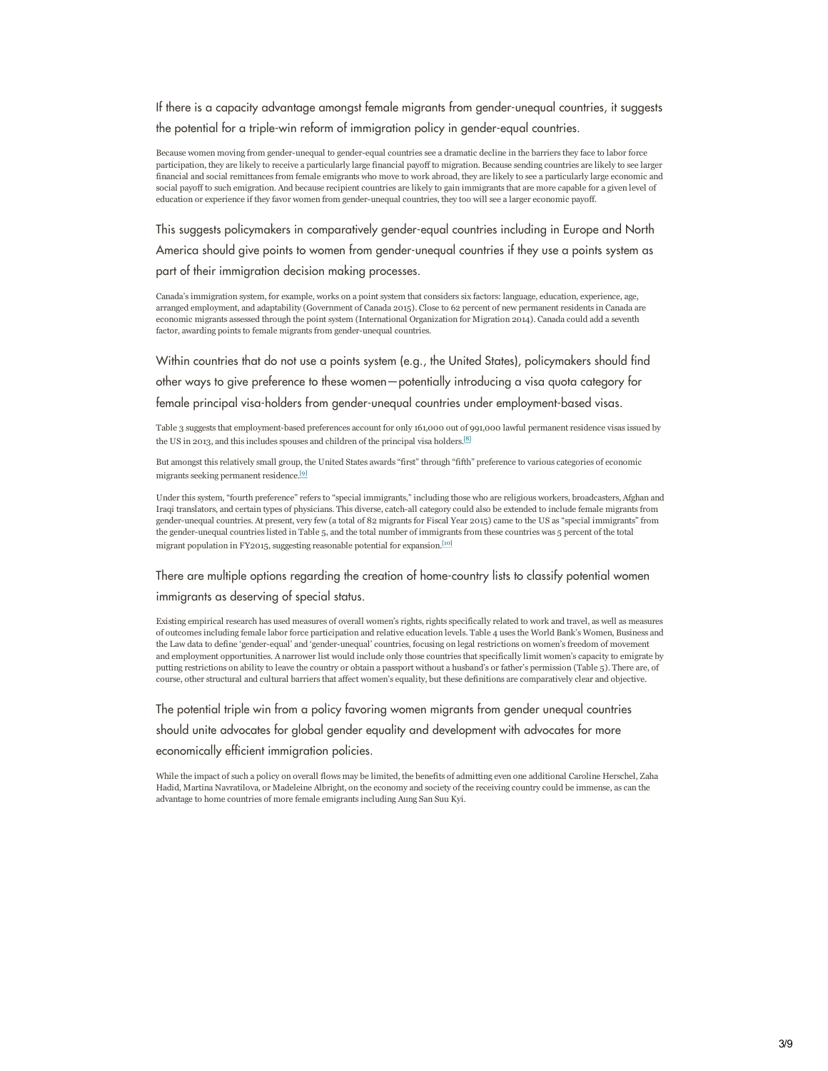## If there is a capacity advantage amongst female migrants from gender-unequal countries, it suggests the potential for a triple-win reform of immigration policy in gender-equal countries.

Because women moving from gender-unequal to gender-equal countries see a dramatic decline in the barriers they face to labor force participation, they are likely to receive a particularly large financial payoff to migration. Because sending countries are likely to see larger financial and social remittances from female emigrants who move to work abroad, they are likely to see a particularly large economic and social payoff to such emigration. And because recipient countries are likely to gain immigrants that are more capable for a given level of education or experience if they favor women from gender-unequal countries, they too will see a larger economic payoff.

## This suggests policymakers in comparatively gender-equal countries including in Europe and North America should give points to women from gender-unequal countries if they use a points system as part of their immigration decision making processes.

Canada's immigration system, for example, works on a point system that considers six factors: language, education, experience, age, arranged employment, and adaptability (Government of Canada 2015). Close to 62 percent of new permanent residents in Canada are economic migrants assessed through the point system (International Organization for Migration 2014). Canada could add a seventh factor, awarding points to female migrants from gender-unequal countries.

## Within countries that do not use a points system (e.g., the United States), policymakers should find other ways to give preference to these women—potentially introducing a visa quota category for female principal visa-holders from gender-unequal countries under employment-based visas.

Table 3 suggests that employment-based preferences account for only 161,000 out of 991,000 lawful permanent residence visas issued by the US in 2013, and this includes spouses and children of the principal visa holders.[8]

But amongst this relatively small group, the United States awards "first" through "fifth" preference to various categories of economic migrants seeking permanent residence.[9]

Under this system, "fourth preference" refers to "special immigrants," including those who are religious workers, broadcasters, Afghan and Iraqi translators, and certain types of physicians. This diverse, catch-all category could also be extended to include female migrants from gender-unequal countries. At present, very few (a total of 82 migrants for Fiscal Year 2015) came to the US as "special immigrants" from the gender-unequal countries listed in Table 5, and the total number of immigrants from these countries was 5 percent of the total migrant population in FY2015, suggesting reasonable potential for expansion.[10]

## There are multiple options regarding the creation of home-country lists to classify potential women immigrants as deserving of special status.

Existing empirical research has used measures of overall women's rights, rights specifically related to work and travel, as well as measures of outcomes including female labor force participation and relative education levels. Table 4 uses the World Bank's Women, Business and the Law data to define 'gender-equal' and 'gender-unequal' countries, focusing on legal restrictions on women's freedom of movement and employment opportunities. A narrower list would include only those countries that specifically limit women's capacity to emigrate by putting restrictions on ability to leave the country or obtain a passport without a husband's or father's permission (Table 5). There are, of course, other structural and cultural barriers that affect women's equality, but these definitions are comparatively clear and objective.

## The potential triple win from a policy favoring women migrants from gender unequal countries should unite advocates for global gender equality and development with advocates for more economically efficient immigration policies.

While the impact of such a policy on overall flows may be limited, the benefits of admitting even one additional Caroline Herschel, Zaha Hadid, Martina Navratilova, or Madeleine Albright, on the economy and society of the receiving country could be immense, as can the advantage to home countries of more female emigrants including Aung San Suu Kyi.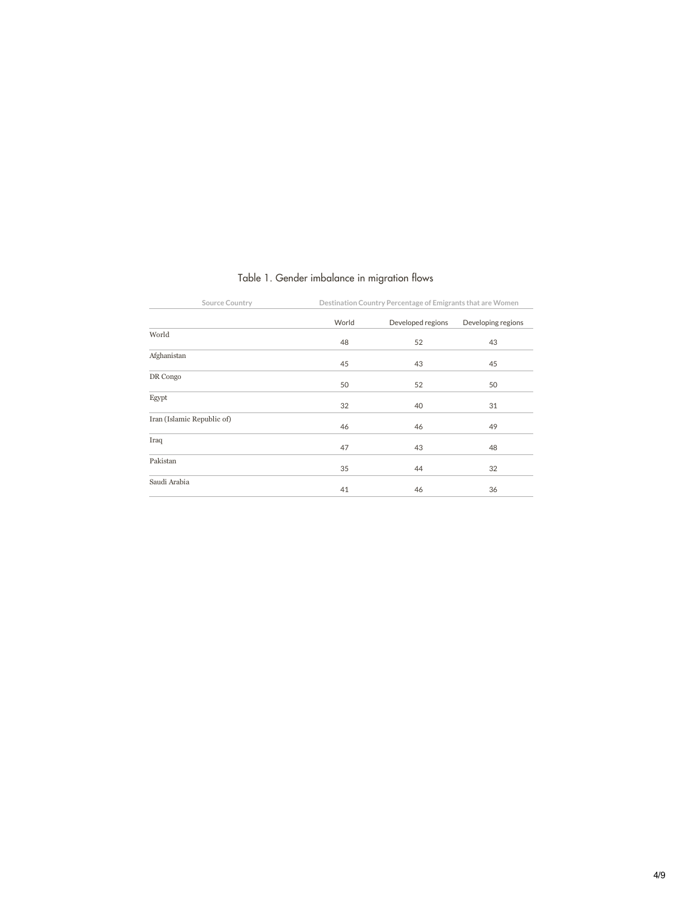Table 1. Gender imbalance in migration flows

| Source Country | Destination Country Percentage of Emigrants that are Women | | |
|---|---|---|---|
| | World | Developed regions | Developing regions |
| World | 48 | 52 | 43 |
| Afghanistan | 45 | 43 | 45 |
| DR Congo | 50 | 52 | 50 |
| Egypt | 32 | 40 | 31 |
| Iran (Islamic Republic of) | 46 | 46 | 49 |
| Iraq | 47 | 43 | 48 |
| Pakistan | 35 | 44 | 32 |
| Saudi Arabia | 41 | 46 | 36 |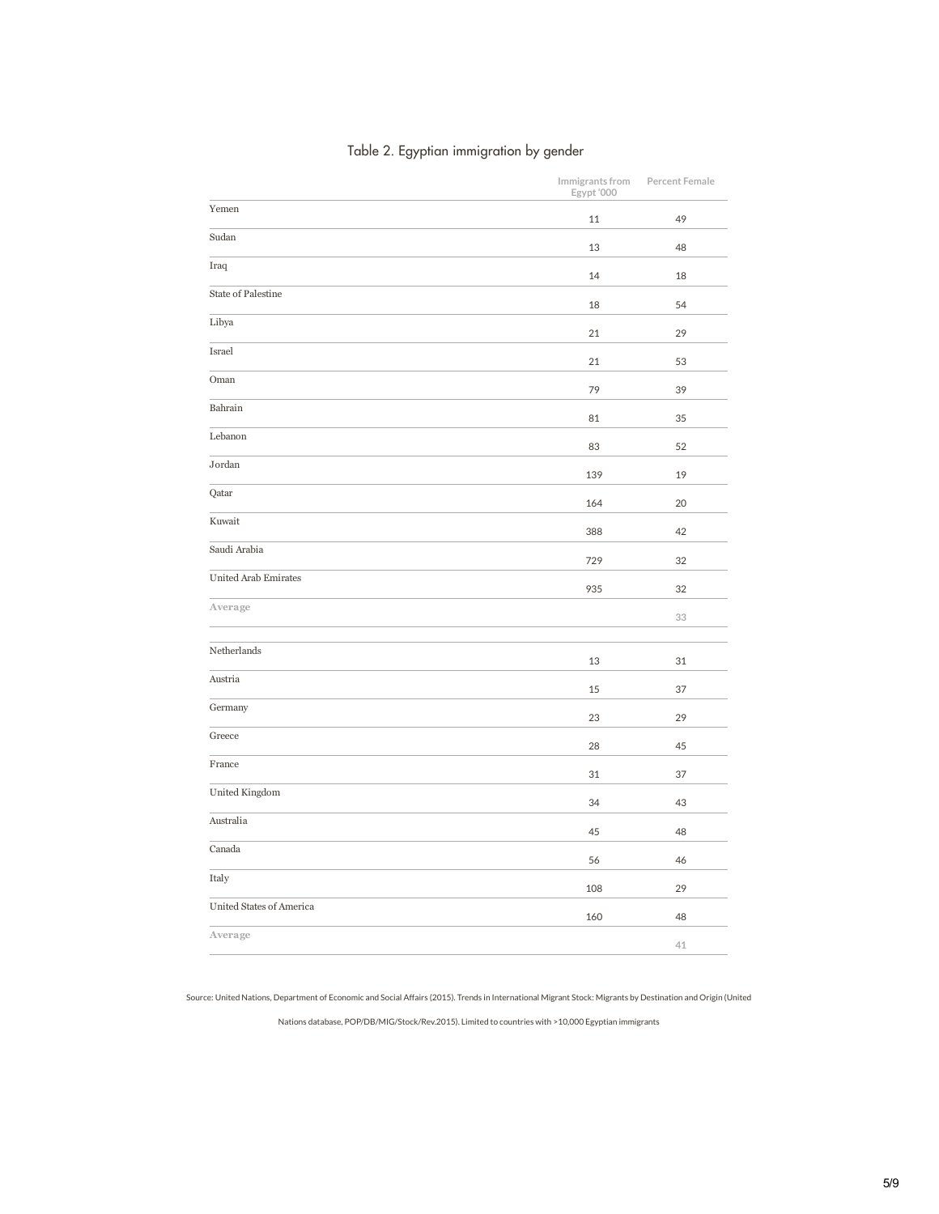Table 2. Egyptian immigration by gender

| | Immigrants from Egypt '000 | Percent Female |
|---|---|---|
| Yemen | 11 | 49 |
| Sudan | 13 | 48 |
| Iraq | 14 | 18 |
| State of Palestine | 18 | 54 |
| Libya | 21 | 29 |
| Israel | 21 | 53 |
| Oman | 79 | 39 |
| Bahrain | 81 | 35 |
| Lebanon | 83 | 52 |
| Jordan | 139 | 19 |
| Qatar | 164 | 20 |
| Kuwait | 388 | 42 |
| Saudi Arabia | 729 | 32 |
| United Arab Emirates | 935 | 32 |
| Average | | 33 |
| | | |
| Netherlands | 13 | 31 |
| Austria | 15 | 37 |
| Germany | 23 | 29 |
| Greece | 28 | 45 |
| France | 31 | 37 |
| United Kingdom | 34 | 43 |
| Australia | 45 | 48 |
| Canada | 56 | 46 |
| Italy | 108 | 29 |
| United States of America | 160 | 48 |
| Average | | 41 |

Source: United Nations, Department of Economic and Social Affairs (2015). Trends in International Migrant Stock: Migrants by Destination and Origin (United Nations database, POP/DB/MIG/Stock/Rev.2015). Limited to countries with >10,000 Egyptian immigrants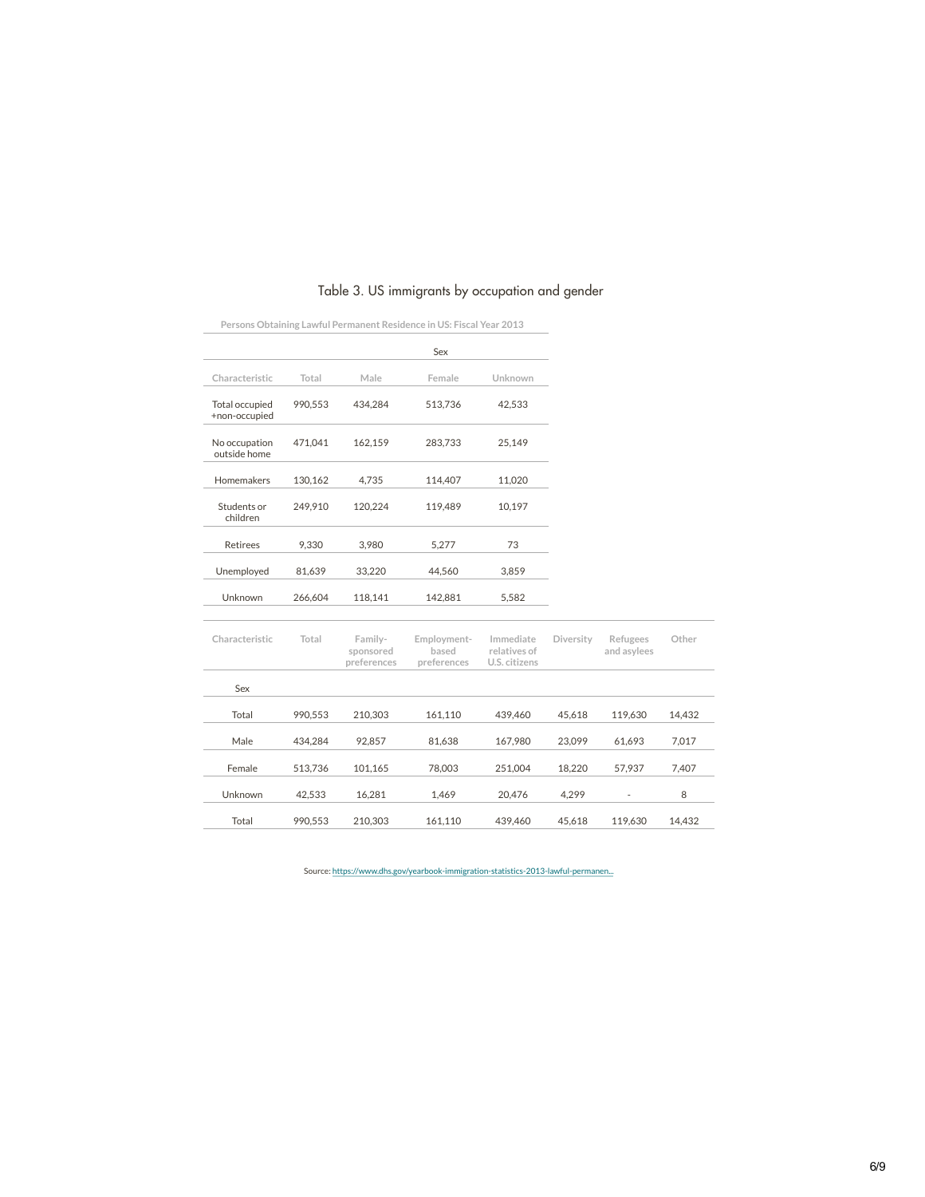# Table 3. US immigrants by occupation and gender

Persons Obtaining Lawful Permanent Residence in US: Fiscal Year 2013

| | | Sex | | |
|---|---|---|---|---|
| Characteristic | Total | Male | Female | Unknown |
| Total occupied +non-occupied | 990,553 | 434,284 | 513,736 | 42,533 |
| No occupation outside home | 471,041 | 162,159 | 283,733 | 25,149 |
| Homemakers | 130,162 | 4,735 | 114,407 | 11,020 |
| Students or children | 249,910 | 120,224 | 119,489 | 10,197 |
| Retirees | 9,330 | 3,980 | 5,277 | 73 |
| Unemployed | 81,639 | 33,220 | 44,560 | 3,859 |
| Unknown | 266,604 | 118,141 | 142,881 | 5,582 |

| Characteristic | Total | Family-sponsored preferences | Employment-based preferences | Immediate relatives of U.S. citizens | Diversity | Refugees and asylees | Other |
|---|---|---|---|---|---|---|---|
| Sex | | | | | | | |
| Total | 990,553 | 210,303 | 161,110 | 439,460 | 45,618 | 119,630 | 14,432 |
| Male | 434,284 | 92,857 | 81,638 | 167,980 | 23,099 | 61,693 | 7,017 |
| Female | 513,736 | 101,165 | 78,003 | 251,004 | 18,220 | 57,937 | 7,407 |
| Unknown | 42,533 | 16,281 | 1,469 | 20,476 | 4,299 | - | 8 |
| Total | 990,553 | 210,303 | 161,110 | 439,460 | 45,618 | 119,630 | 14,432 |

Source: https://www.dhs.gov/yearbook-immigration-statistics-2013-lawful-permanen...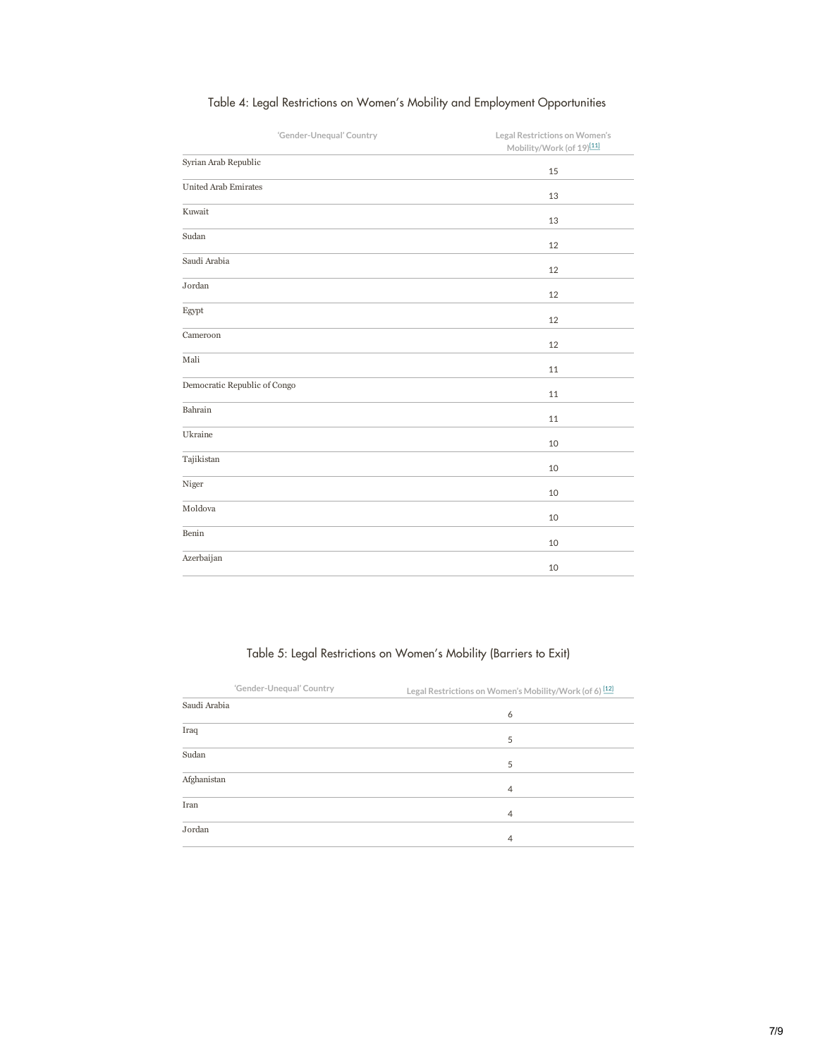Table 4: Legal Restrictions on Women's Mobility and Employment Opportunities

| 'Gender-Unequal' Country | Legal Restrictions on Women's Mobility/Work (of 19)[11] |
|---|---|
| Syrian Arab Republic | 15 |
| United Arab Emirates | 13 |
| Kuwait | 13 |
| Sudan | 12 |
| Saudi Arabia | 12 |
| Jordan | 12 |
| Egypt | 12 |
| Cameroon | 12 |
| Mali | 11 |
| Democratic Republic of Congo | 11 |
| Bahrain | 11 |
| Ukraine | 10 |
| Tajikistan | 10 |
| Niger | 10 |
| Moldova | 10 |
| Benin | 10 |
| Azerbaijan | 10 |

Table 5: Legal Restrictions on Women's Mobility (Barriers to Exit)

| 'Gender-Unequal' Country | Legal Restrictions on Women's Mobility/Work (of 6) [12] |
|---|---|
| Saudi Arabia | 6 |
| Iraq | 5 |
| Sudan | 5 |
| Afghanistan | 4 |
| Iran | 4 |
| Jordan | 4 |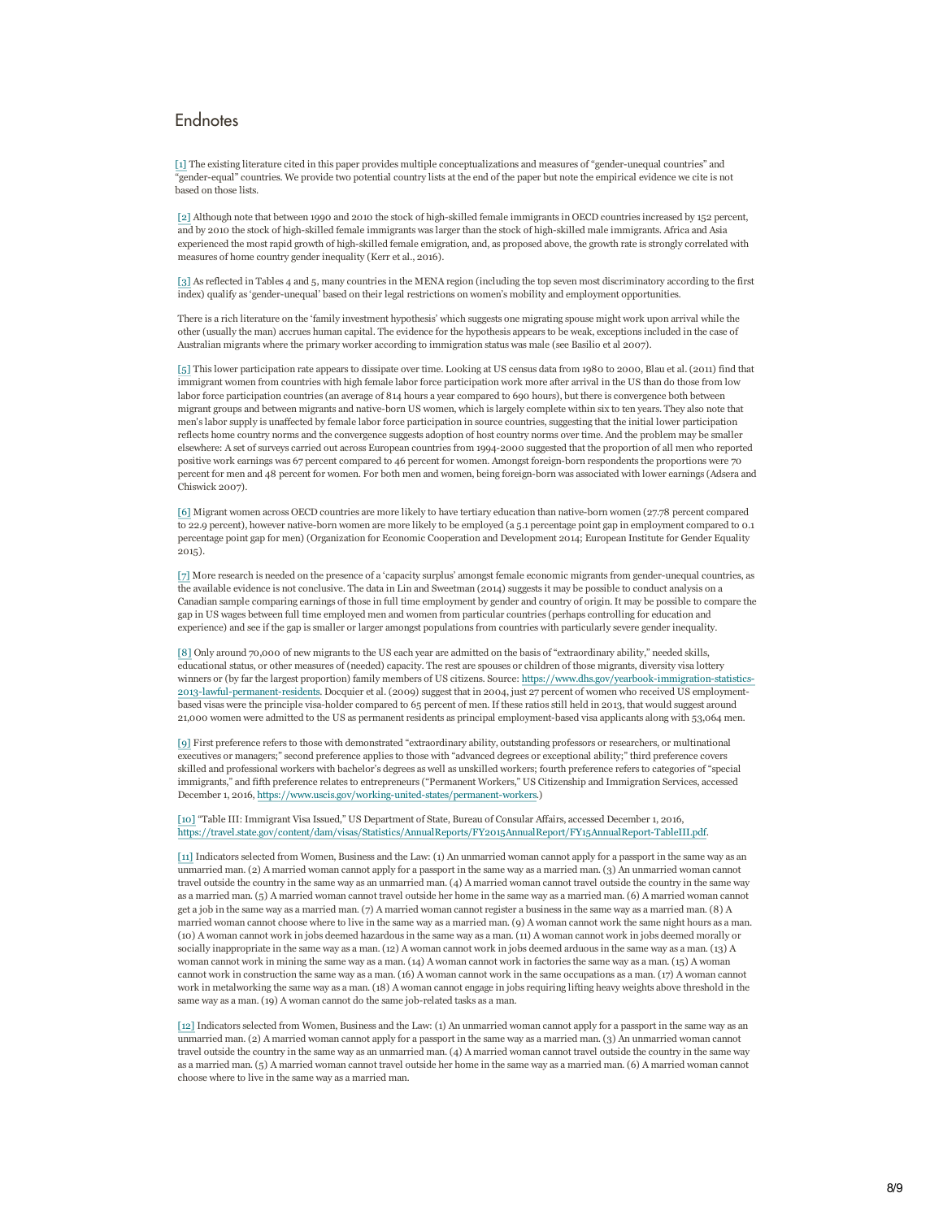## Endnotes

[1] The existing literature cited in this paper provides multiple conceptualizations and measures of "gender-unequal countries" and "gender-equal" countries. We provide two potential country lists at the end of the paper but note the empirical evidence we cite is not based on those lists.

[2] Although note that between 1990 and 2010 the stock of high-skilled female immigrants in OECD countries increased by 152 percent, and by 2010 the stock of high-skilled female immigrants was larger than the stock of high-skilled male immigrants. Africa and Asia experienced the most rapid growth of high-skilled female emigration, and, as proposed above, the growth rate is strongly correlated with measures of home country gender inequality (Kerr et al., 2016).

[3] As reflected in Tables 4 and 5, many countries in the MENA region (including the top seven most discriminatory according to the first index) qualify as 'gender-unequal' based on their legal restrictions on women's mobility and employment opportunities.

There is a rich literature on the 'family investment hypothesis' which suggests one migrating spouse might work upon arrival while the other (usually the man) accrues human capital. The evidence for the hypothesis appears to be weak, exceptions included in the case of Australian migrants where the primary worker according to immigration status was male (see Basilio et al 2007).

[5] This lower participation rate appears to dissipate over time. Looking at US census data from 1980 to 2000, Blau et al. (2011) find that immigrant women from countries with high female labor force participation work more after arrival in the US than do those from low labor force participation countries (an average of 814 hours a year compared to 690 hours), but there is convergence both between migrant groups and between migrants and native-born US women, which is largely complete within six to ten years. They also note that men's labor supply is unaffected by female labor force participation in source countries, suggesting that the initial lower participation reflects home country norms and the convergence suggests adoption of host country norms over time. And the problem may be smaller elsewhere: A set of surveys carried out across European countries from 1994-2000 suggested that the proportion of all men who reported positive work earnings was 67 percent compared to 46 percent for women. Amongst foreign-born respondents the proportions were 70 percent for men and 48 percent for women. For both men and women, being foreign-born was associated with lower earnings (Adsera and Chiswick 2007).

[6] Migrant women across OECD countries are more likely to have tertiary education than native-born women (27.78 percent compared to 22.9 percent), however native-born women are more likely to be employed (a 5.1 percentage point gap in employment compared to 0.1 percentage point gap for men) (Organization for Economic Cooperation and Development 2014; European Institute for Gender Equality 2015).

[7] More research is needed on the presence of a 'capacity surplus' amongst female economic migrants from gender-unequal countries, as the available evidence is not conclusive. The data in Lin and Sweetman (2014) suggests it may be possible to conduct analysis on a Canadian sample comparing earnings of those in full time employment by gender and country of origin. It may be possible to compare the gap in US wages between full time employed men and women from particular countries (perhaps controlling for education and experience) and see if the gap is smaller or larger amongst populations from countries with particularly severe gender inequality.

[8] Only around 70,000 of new migrants to the US each year are admitted on the basis of "extraordinary ability," needed skills, educational status, or other measures of (needed) capacity. The rest are spouses or children of those migrants, diversity visa lottery winners or (by far the largest proportion) family members of US citizens. Source: https://www.dhs.gov/yearbook-immigration-statistics-2013-lawful-permanent-residents. Docquier et al. (2009) suggest that in 2004, just 27 percent of women who received US employment-based visas were the principle visa-holder compared to 65 percent of men. If these ratios still held in 2013, that would suggest around 21,000 women were admitted to the US as permanent residents as principal employment-based visa applicants along with 53,064 men.

[9] First preference refers to those with demonstrated "extraordinary ability, outstanding professors or researchers, or multinational executives or managers;" second preference applies to those with "advanced degrees or exceptional ability;" third preference covers skilled and professional workers with bachelor's degrees as well as unskilled workers; fourth preference refers to categories of "special immigrants," and fifth preference relates to entrepreneurs ("Permanent Workers," US Citizenship and Immigration Services, accessed December 1, 2016, https://www.uscis.gov/working-united-states/permanent-workers.)

[10] "Table III: Immigrant Visa Issued," US Department of State, Bureau of Consular Affairs, accessed December 1, 2016, https://travel.state.gov/content/dam/visas/Statistics/AnnualReports/FY2015AnnualReport/FY15AnnualReport-TableIII.pdf.

[11] Indicators selected from Women, Business and the Law: (1) An unmarried woman cannot apply for a passport in the same way as an unmarried man. (2) A married woman cannot apply for a passport in the same way as a married man. (3) An unmarried woman cannot travel outside the country in the same way as an unmarried man. (4) A married woman cannot travel outside the country in the same way as a married man. (5) A married woman cannot travel outside her home in the same way as a married man. (6) A married woman cannot get a job in the same way as a married man. (7) A married woman cannot register a business in the same way as a married man. (8) A married woman cannot choose where to live in the same way as a married man. (9) A woman cannot work the same night hours as a man. (10) A woman cannot work in jobs deemed hazardous in the same way as a man. (11) A woman cannot work in jobs deemed morally or socially inappropriate in the same way as a man. (12) A woman cannot work in jobs deemed arduous in the same way as a man. (13) A woman cannot work in mining the same way as a man. (14) A woman cannot work in factories the same way as a man. (15) A woman cannot work in construction the same way as a man. (16) A woman cannot work in the same occupations as a man. (17) A woman cannot work in metalworking the same way as a man. (18) A woman cannot engage in jobs requiring lifting heavy weights above threshold in the same way as a man. (19) A woman cannot do the same job-related tasks as a man.

[12] Indicators selected from Women, Business and the Law: (1) An unmarried woman cannot apply for a passport in the same way as an unmarried man. (2) A married woman cannot apply for a passport in the same way as a married man. (3) An unmarried woman cannot travel outside the country in the same way as an unmarried man. (4) A married woman cannot travel outside the country in the same way as a married man. (5) A married woman cannot travel outside her home in the same way as a married man. (6) A married woman cannot choose where to live in the same way as a married man.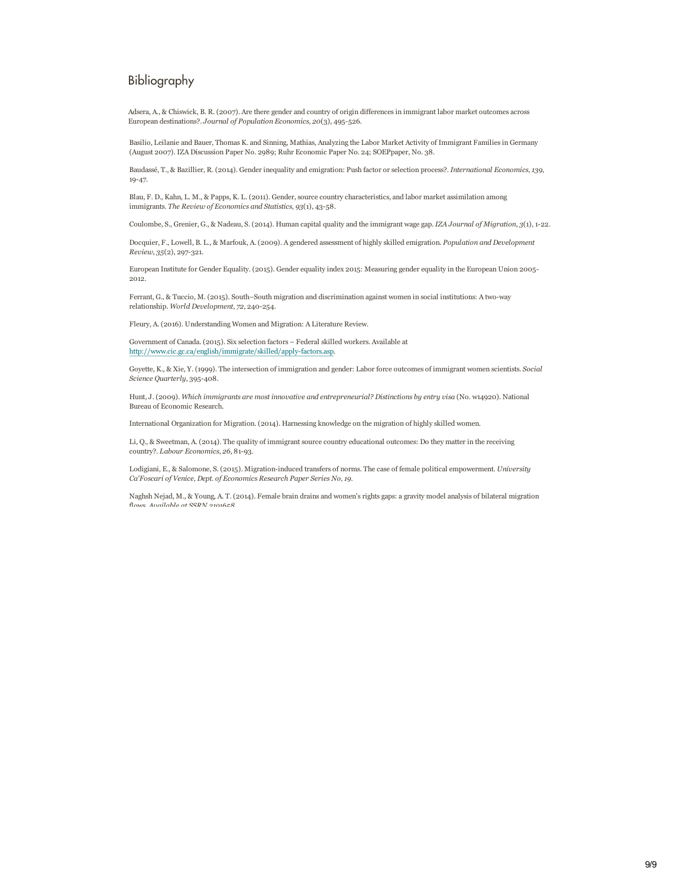## Bibliography

Adsera, A., & Chiswick, B. R. (2007). Are there gender and country of origin differences in immigrant labor market outcomes across European destinations?. *Journal of Population Economics*, *20*(3), 495-526.

Basilio, Leilanie and Bauer, Thomas K. and Sinning, Mathias, Analyzing the Labor Market Activity of Immigrant Families in Germany (August 2007). IZA Discussion Paper No. 2989; Ruhr Economic Paper No. 24; SOEPpaper, No. 38.

Baudassé, T., & Bazillier, R. (2014). Gender inequality and emigration: Push factor or selection process?. *International Economics*, *139*, 19-47.

Blau, F. D., Kahn, L. M., & Papps, K. L. (2011). Gender, source country characteristics, and labor market assimilation among immigrants. *The Review of Economics and Statistics*, *93*(1), 43-58.

Coulombe, S., Grenier, G., & Nadeau, S. (2014). Human capital quality and the immigrant wage gap. *IZA Journal of Migration*, *3*(1), 1-22.

Docquier, F., Lowell, B. L., & Marfouk, A. (2009). A gendered assessment of highly skilled emigration. *Population and Development Review*, *35*(2), 297-321.

European Institute for Gender Equality. (2015). Gender equality index 2015: Measuring gender equality in the European Union 2005-2012.

Ferrant, G., & Tuccio, M. (2015). South–South migration and discrimination against women in social institutions: A two-way relationship. *World Development*, *72*, 240-254.

Fleury, A. (2016). Understanding Women and Migration: A Literature Review.

Government of Canada. (2015). Six selection factors – Federal skilled workers. Available at http://www.cic.gc.ca/english/immigrate/skilled/apply-factors.asp.

Goyette, K., & Xie, Y. (1999). The intersection of immigration and gender: Labor force outcomes of immigrant women scientists. *Social Science Quarterly*, 395-408.

Hunt, J. (2009). *Which immigrants are most innovative and entrepreneurial? Distinctions by entry visa* (No. w14920). National Bureau of Economic Research.

International Organization for Migration. (2014). Harnessing knowledge on the migration of highly skilled women.

Li, Q., & Sweetman, A. (2014). The quality of immigrant source country educational outcomes: Do they matter in the receiving country?. *Labour Economics*, *26*, 81-93.

Lodigiani, E., & Salomone, S. (2015). Migration-induced transfers of norms. The case of female political empowerment. *University Ca'Foscari of Venice, Dept. of Economics Research Paper Series No*, *19*.

Naghsh Nejad, M., & Young, A. T. (2014). Female brain drains and women's rights gaps: a gravity model analysis of bilateral migration flows. *Available at SSRN 2101658*.